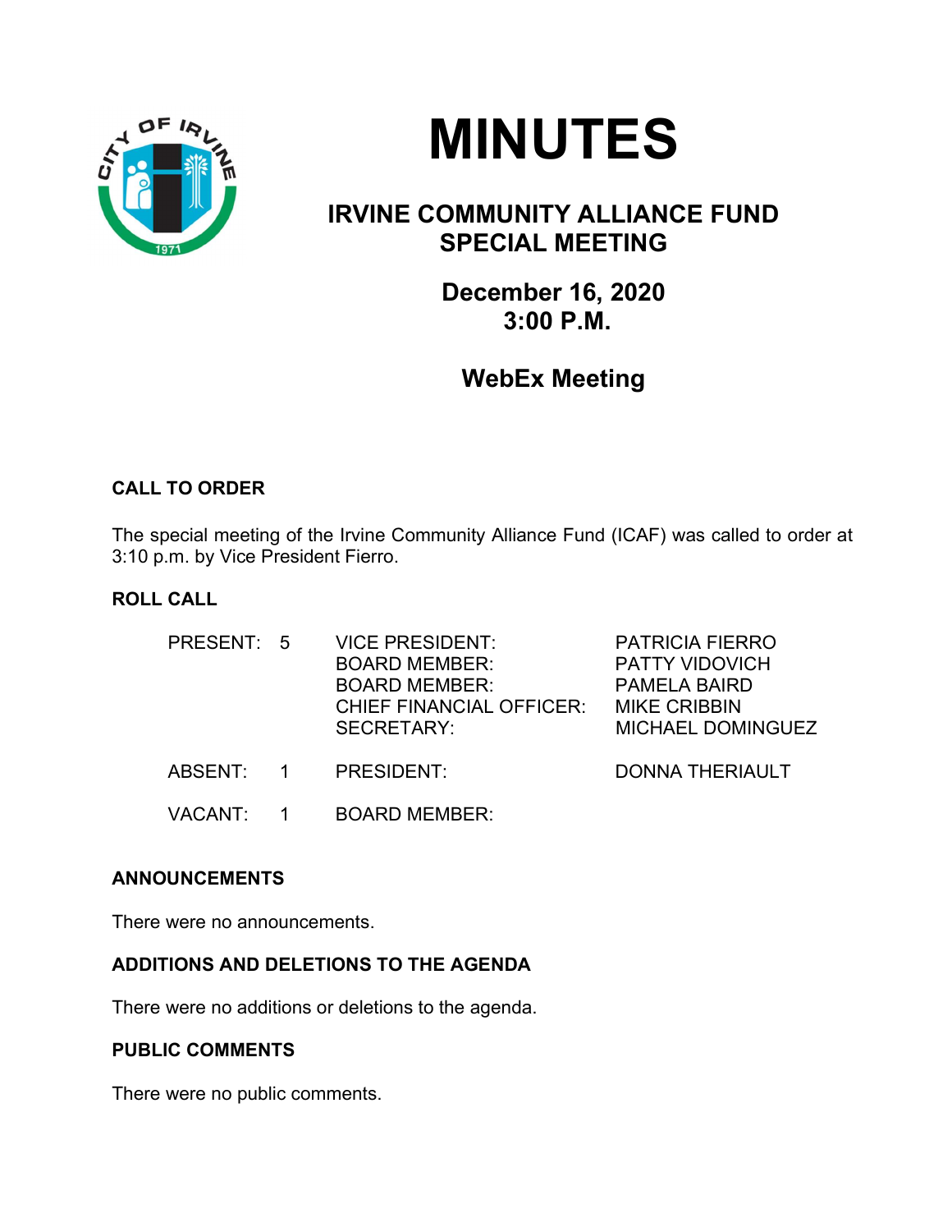# MINUTES

## IRVINE COMMUNITY ALLIANCE FUND SPECIAL MEETING

### December 16, 2020
### 3:00 P.M.

### WebEx Meeting

**CALL TO ORDER**

The special meeting of the Irvine Community Alliance Fund (ICAF) was called to order at 3:10 p.m. by Vice President Fierro.

**ROLL CALL**

| | | | |
|---|---|---|---|
| PRESENT: | 5 | VICE PRESIDENT: | PATRICIA FIERRO |
| | | BOARD MEMBER: | PATTY VIDOVICH |
| | | BOARD MEMBER: | PAMELA BAIRD |
| | | CHIEF FINANCIAL OFFICER: | MIKE CRIBBIN |
| | | SECRETARY: | MICHAEL DOMINGUEZ |
| ABSENT: | 1 | PRESIDENT: | DONNA THERIAULT |
| VACANT: | 1 | BOARD MEMBER: | |

**ANNOUNCEMENTS**

There were no announcements.

**ADDITIONS AND DELETIONS TO THE AGENDA**

There were no additions or deletions to the agenda.

**PUBLIC COMMENTS**

There were no public comments.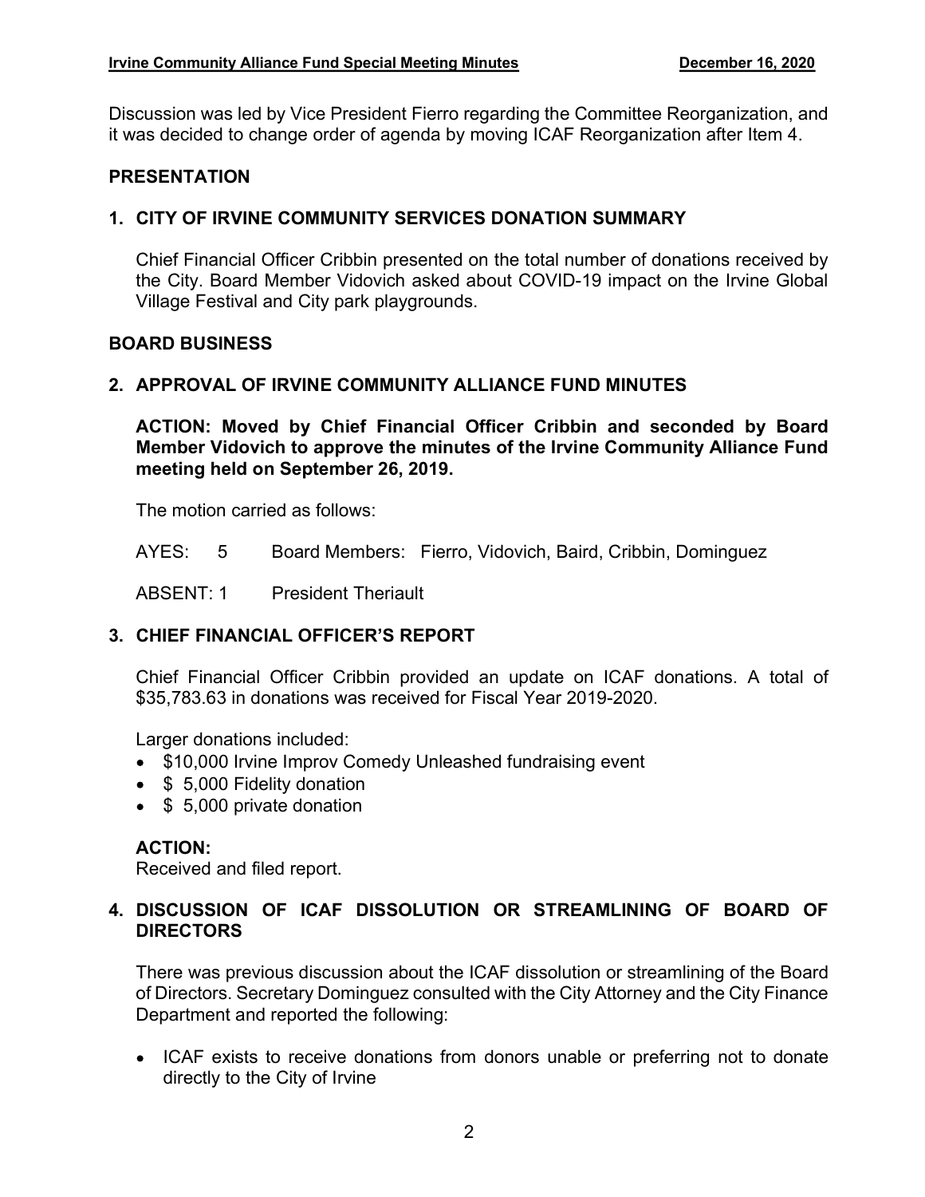Discussion was led by Vice President Fierro regarding the Committee Reorganization, and it was decided to change order of agenda by moving ICAF Reorganization after Item 4.

## PRESENTATION

### 1. CITY OF IRVINE COMMUNITY SERVICES DONATION SUMMARY

Chief Financial Officer Cribbin presented on the total number of donations received by the City. Board Member Vidovich asked about COVID-19 impact on the Irvine Global Village Festival and City park playgrounds.

## BOARD BUSINESS

### 2. APPROVAL OF IRVINE COMMUNITY ALLIANCE FUND MINUTES

**ACTION: Moved by Chief Financial Officer Cribbin and seconded by Board Member Vidovich to approve the minutes of the Irvine Community Alliance Fund meeting held on September 26, 2019.**

The motion carried as follows:

AYES: 5 Board Members: Fierro, Vidovich, Baird, Cribbin, Dominguez

ABSENT: 1 President Theriault

### 3. CHIEF FINANCIAL OFFICER'S REPORT

Chief Financial Officer Cribbin provided an update on ICAF donations. A total of $35,783.63 in donations was received for Fiscal Year 2019-2020.

Larger donations included:

- $10,000 Irvine Improv Comedy Unleashed fundraising event
- $ 5,000 Fidelity donation
- $ 5,000 private donation

**ACTION:**
Received and filed report.

### 4. DISCUSSION OF ICAF DISSOLUTION OR STREAMLINING OF BOARD OF DIRECTORS

There was previous discussion about the ICAF dissolution or streamlining of the Board of Directors. Secretary Dominguez consulted with the City Attorney and the City Finance Department and reported the following:

- ICAF exists to receive donations from donors unable or preferring not to donate directly to the City of Irvine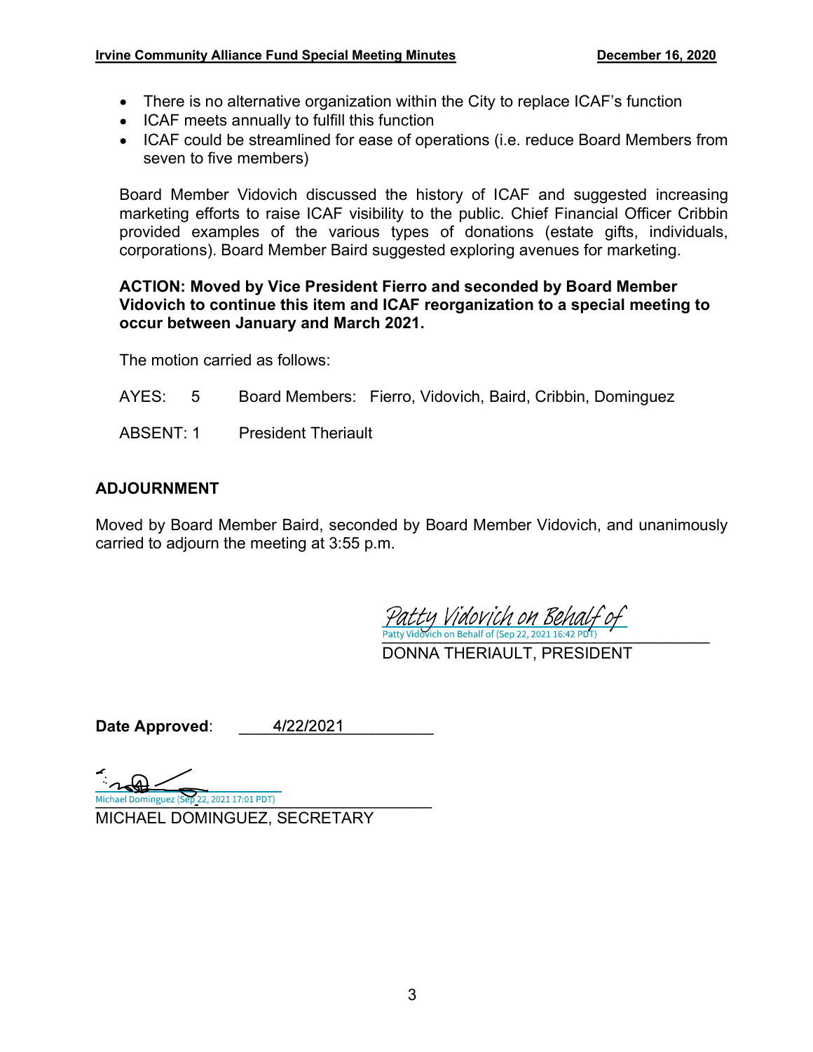- There is no alternative organization within the City to replace ICAF's function
- ICAF meets annually to fulfill this function
- ICAF could be streamlined for ease of operations (i.e. reduce Board Members from seven to five members)

Board Member Vidovich discussed the history of ICAF and suggested increasing marketing efforts to raise ICAF visibility to the public. Chief Financial Officer Cribbin provided examples of the various types of donations (estate gifts, individuals, corporations). Board Member Baird suggested exploring avenues for marketing.

**ACTION: Moved by Vice President Fierro and seconded by Board Member Vidovich to continue this item and ICAF reorganization to a special meeting to occur between January and March 2021.**

The motion carried as follows:

AYES: 5 Board Members: Fierro, Vidovich, Baird, Cribbin, Dominguez

ABSENT: 1 President Theriault

## ADJOURNMENT

Moved by Board Member Baird, seconded by Board Member Vidovich, and unanimously carried to adjourn the meeting at 3:55 p.m.

Patty Vidovich on Behalf of
Patty Vidovich on Behalf of (Sep 22, 2021 16:42 PDT)

DONNA THERIAULT, PRESIDENT

**Date Approved**: 4/22/2021

Michael Dominguez (Sep 22, 2021 17:01 PDT)

MICHAEL DOMINGUEZ, SECRETARY